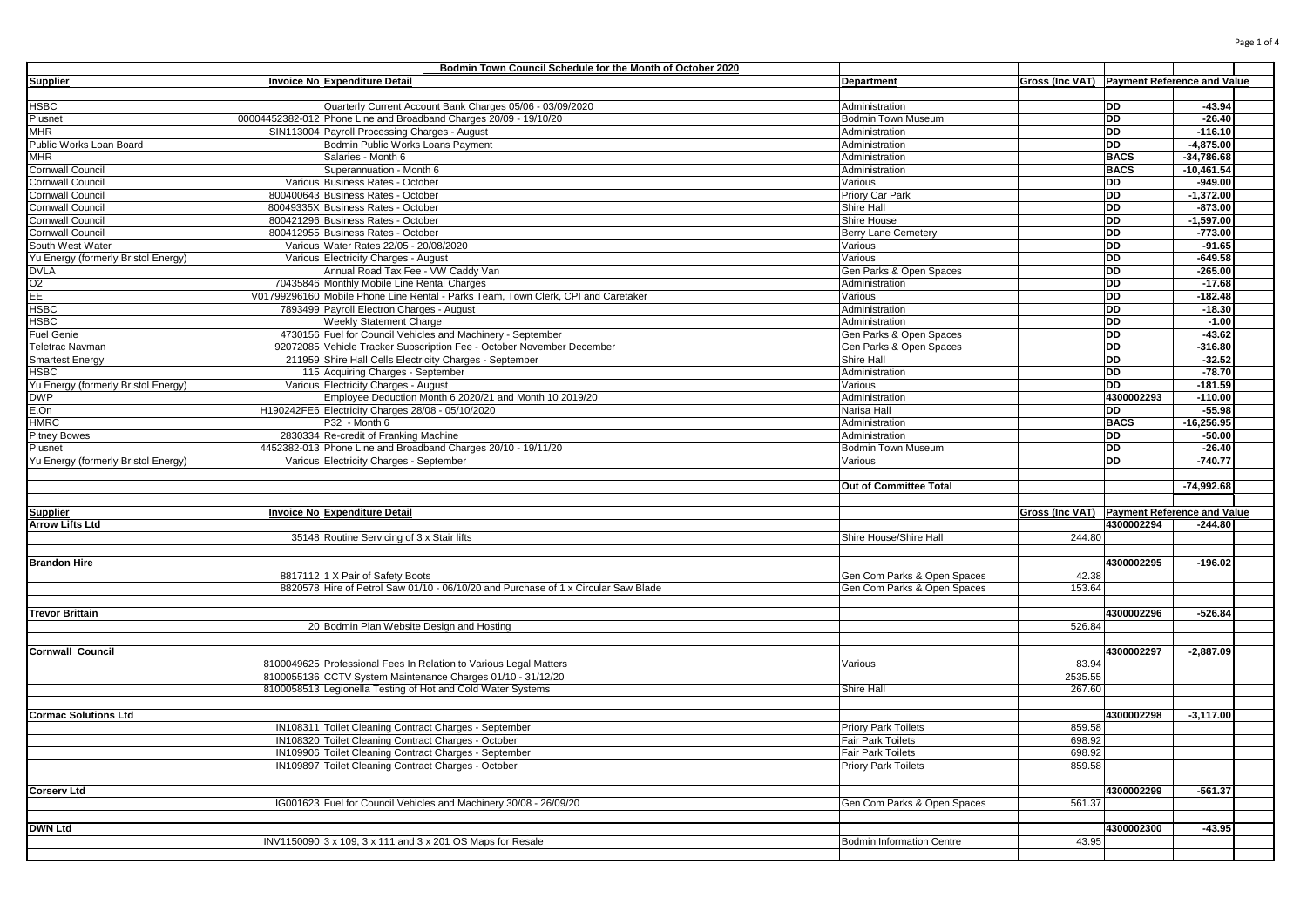| Supplier | Invoice No | Expenditure Detail | Department | Gross (Inc VAT) | Payment Reference and Value | |
|---|---|---|---|---|---|---|
| **Bodmin Town Council Schedule for the Month of October 2020** | | | | | | |
| HSBC | | Quarterly Current Account Bank Charges 05/06 - 03/09/2020 | Administration | | DD | -43.94 |
| Plusnet | 00004452382-012 | Phone Line and Broadband Charges 20/09 - 19/10/20 | Bodmin Town Museum | | DD | -26.40 |
| MHR | SIN113004 | Payroll Processing Charges - August | Administration | | DD | -116.10 |
| Public Works Loan Board | | Bodmin Public Works Loans Payment | Administration | | DD | -4,875.00 |
| MHR | | Salaries - Month 6 | Administration | | BACS | -34,786.68 |
| Cornwall Council | | Superannuation - Month 6 | Administration | | BACS | -10,461.54 |
| Cornwall Council | Various | Business Rates - October | Various | | DD | -949.00 |
| Cornwall Council | 800400643 | Business Rates - October | Priory Car Park | | DD | -1,372.00 |
| Cornwall Council | 80049335X | Business Rates - October | Shire Hall | | DD | -873.00 |
| Cornwall Council | 800421296 | Business Rates - October | Shire House | | DD | -1,597.00 |
| Cornwall Council | 800412955 | Business Rates - October | Berry Lane Cemetery | | DD | -773.00 |
| South West Water | Various | Water Rates 22/05 - 20/08/2020 | Various | | DD | -91.65 |
| Yu Energy (formerly Bristol Energy) | Various | Electricity Charges - August | Various | | DD | -649.58 |
| DVLA | | Annual Road Tax Fee - VW Caddy Van | Gen Parks & Open Spaces | | DD | -265.00 |
| O2 | 70435846 | Monthly Mobile Line Rental Charges | Administration | | DD | -17.68 |
| EE | V01799296160 | Mobile Phone Line Rental - Parks Team, Town Clerk, CPI and Caretaker | Various | | DD | -182.48 |
| HSBC | 7893499 | Payroll Electron Charges - August | Administration | | DD | -18.30 |
| HSBC | | Weekly Statement Charge | Administration | | DD | -1.00 |
| Fuel Genie | 4730156 | Fuel for Council Vehicles and Machinery - September | Gen Parks & Open Spaces | | DD | -43.62 |
| Teletrac Navman | 92072085 | Vehicle Tracker Subscription Fee - October November December | Gen Parks & Open Spaces | | DD | -316.80 |
| Smartest Energy | 211959 | Shire Hall Cells Electricity Charges - September | Shire Hall | | DD | -32.52 |
| HSBC | 115 | Acquiring Charges - September | Administration | | DD | -78.70 |
| Yu Energy (formerly Bristol Energy) | Various | Electricity Charges - August | Various | | DD | -181.59 |
| DWP | | Employee Deduction Month 6 2020/21 and Month 10 2019/20 | Administration | | 4300002293 | -110.00 |
| E.On | H190242FE6 | Electricity Charges 28/08 - 05/10/2020 | Narisa Hall | | DD | -55.98 |
| HMRC | | P32 - Month 6 | Administration | | BACS | -16,256.95 |
| Pitney Bowes | 2830334 | Re-credit of Franking Machine | Administration | | DD | -50.00 |
| Plusnet | 4452382-013 | Phone Line and Broadband Charges 20/10 - 19/11/20 | Bodmin Town Museum | | DD | -26.40 |
| Yu Energy (formerly Bristol Energy) | Various | Electricity Charges - September | Various | | DD | -740.77 |
| | | | **Out of Committee Total** | | | -74,992.68 |
| **Supplier** | | **Invoice No Expenditure Detail** | | **Gross (Inc VAT)** | **Payment Reference and Value** | |
| **Arrow Lifts Ltd** | | | | | 4300002294 | -244.80 |
| | 35148 | Routine Servicing of 3 x Stair lifts | Shire House/Shire Hall | 244.80 | | |
| **Brandon Hire** | | | | | 4300002295 | -196.02 |
| | 8817112 | 1 X Pair of Safety Boots | Gen Com Parks & Open Spaces | 42.38 | | |
| | 8820578 | Hire of Petrol Saw 01/10 - 06/10/20 and Purchase of 1 x Circular Saw Blade | Gen Com Parks & Open Spaces | 153.64 | | |
| **Trevor Brittain** | | | | | 4300002296 | -526.84 |
| | 20 | Bodmin Plan Website Design and Hosting | | 526.84 | | |
| **Cornwall Council** | | | | | 4300002297 | -2,887.09 |
| | 8100049625 | Professional Fees In Relation to Various Legal Matters | Various | 83.94 | | |
| | 8100055136 | CCTV System Maintenance Charges 01/10 - 31/12/20 | | 2535.55 | | |
| | 8100058513 | Legionella Testing of Hot and Cold Water Systems | Shire Hall | 267.60 | | |
| **Cormac Solutions Ltd** | | | | | 4300002298 | -3,117.00 |
| | IN108311 | Toilet Cleaning Contract Charges - September | Priory Park Toilets | 859.58 | | |
| | IN108320 | Toilet Cleaning Contract Charges - October | Fair Park Toilets | 698.92 | | |
| | IN109906 | Toilet Cleaning Contract Charges - September | Fair Park Toilets | 698.92 | | |
| | IN109897 | Toilet Cleaning Contract Charges - October | Priory Park Toilets | 859.58 | | |
| **Corserv Ltd** | | | | | 4300002299 | -561.37 |
| | IG001623 | Fuel for Council Vehicles and Machinery 30/08 - 26/09/20 | Gen Com Parks & Open Spaces | 561.37 | | |
| **DWN Ltd** | | | | | 4300002300 | -43.95 |
| | INV1150090 | 3 x 109, 3 x 111 and 3 x 201 OS Maps for Resale | Bodmin Information Centre | 43.95 | | |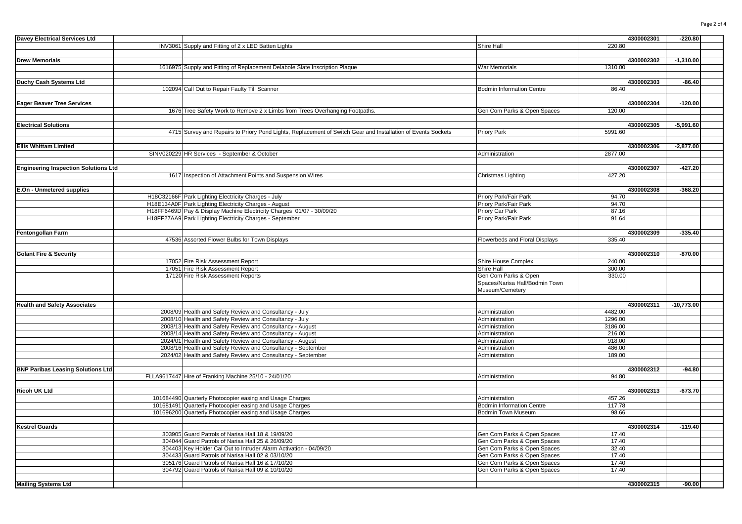| | | | | | | |
|---|---|---|---|---|---|---|
| **Davey Electrical Services Ltd** | | | | | **4300002301** | **-220.80** |
| | INV3061 | Supply and Fitting of 2 x LED Batten Lights | Shire Hall | 220.80 | | |
| | | | | | | |
| **Drew Memorials** | | | | | **4300002302** | **-1,310.00** |
| | 1616975 | Supply and Fitting of Replacement Delabole Slate Inscription Plaque | War Memorials | 1310.00 | | |
| | | | | | | |
| **Duchy Cash Systems Ltd** | | | | | **4300002303** | **-86.40** |
| | 102094 | Call Out to Repair Faulty Till Scanner | Bodmin Information Centre | 86.40 | | |
| | | | | | | |
| **Eager Beaver Tree Services** | | | | | **4300002304** | **-120.00** |
| | 1676 | Tree Safety Work to Remove 2 x Limbs from Trees Overhanging Footpaths. | Gen Com Parks & Open Spaces | 120.00 | | |
| | | | | | | |
| **Electrical Solutions** | | | | | **4300002305** | **-5,991.60** |
| | 4715 | Survey and Repairs to Priory Pond Lights, Replacement of Switch Gear and Installation of Events Sockets | Priory Park | 5991.60 | | |
| | | | | | | |
| **Ellis Whittam Limited** | | | | | **4300002306** | **-2,877.00** |
| | SINV020229 | HR Services - September & October | Administration | 2877.00 | | |
| | | | | | | |
| **Engineering Inspection Solutions Ltd** | | | | | **4300002307** | **-427.20** |
| | 1617 | Inspection of Attachment Points and Suspension Wires | Christmas Lighting | 427.20 | | |
| | | | | | | |
| **E.On - Unmetered supplies** | | | | | **4300002308** | **-368.20** |
| | H18C32166F | Park Lighting Electricity Charges - July | Priory Park/Fair Park | 94.70 | | |
| | H18E134A0F | Park Lighting Electricity Charges - August | Priory Park/Fair Park | 94.70 | | |
| | H18FF6469D | Pay & Display Machine Electricity Charges 01/07 - 30/09/20 | Priory Car Park | 87.16 | | |
| | H18FF27AA9 | Park Lighting Electricity Charges - September | Priory Park/Fair Park | 91.64 | | |
| | | | | | | |
| **Fentongollan Farm** | | | | | **4300002309** | **-335.40** |
| | 47536 | Assorted Flower Bulbs for Town Displays | Flowerbeds and Floral Displays | 335.40 | | |
| | | | | | | |
| **Golant Fire & Security** | | | | | **4300002310** | **-870.00** |
| | 17052 | Fire Risk Assessment Report | Shire House Complex | 240.00 | | |
| | 17051 | Fire Risk Assessment Report | Shire Hall | 300.00 | | |
| | 17120 | Fire Risk Assessment Reports | Gen Com Parks & Open Spaces/Narisa Hall/Bodmin Town Museum/Cemetery | 330.00 | | |
| | | | | | | |
| **Health and Safety Associates** | | | | | **4300002311** | **-10,773.00** |
| | 2008/09 | Health and Safety Review and Consultancy - July | Administration | 4482.00 | | |
| | 2008/10 | Health and Safety Review and Consultancy - July | Administration | 1296.00 | | |
| | 2008/13 | Health and Safety Review and Consultancy - August | Administration | 3186.00 | | |
| | 2008/14 | Health and Safety Review and Consultancy - August | Administration | 216.00 | | |
| | 2024/01 | Health and Safety Review and Consultancy - August | Administration | 918.00 | | |
| | 2008/16 | Health and Safety Review and Consultancy - September | Administration | 486.00 | | |
| | 2024/02 | Health and Safety Review and Consultancy - September | Administration | 189.00 | | |
| | | | | | | |
| **BNP Paribas Leasing Solutions Ltd** | | | | | **4300002312** | **-94.80** |
| | FLLA9617447 | Hire of Franking Machine 25/10 - 24/01/20 | Administration | 94.80 | | |
| | | | | | | |
| **Ricoh UK Ltd** | | | | | **4300002313** | **-673.70** |
| | 101684490 | Quarterly Photocopier easing and Usage Charges | Administration | 457.26 | | |
| | 101681491 | Quarterly Photocopier easing and Usage Charges | Bodmin Information Centre | 117.78 | | |
| | 101696200 | Quarterly Photocopier easing and Usage Charges | Bodmin Town Museum | 98.66 | | |
| | | | | | | |
| **Kestrel Guards** | | | | | **4300002314** | **-119.40** |
| | 303905 | Guard Patrols of Narisa Hall 18 & 19/09/20 | Gen Com Parks & Open Spaces | 17.40 | | |
| | 304044 | Guard Patrols of Narisa Hall 25 & 26/09/20 | Gen Com Parks & Open Spaces | 17.40 | | |
| | 304403 | Key Holder Cal Out to Intruder Alarm Activation - 04/09/20 | Gen Com Parks & Open Spaces | 32.40 | | |
| | 304433 | Guard Patrols of Narisa Hall 02 & 03/10/20 | Gen Com Parks & Open Spaces | 17.40 | | |
| | 305176 | Guard Patrols of Narisa Hall 16 & 17/10/20 | Gen Com Parks & Open Spaces | 17.40 | | |
| | 304792 | Guard Patrols of Narisa Hall 09 & 10/10/20 | Gen Com Parks & Open Spaces | 17.40 | | |
| | | | | | | |
| **Mailing Systems Ltd** | | | | | **4300002315** | **-90.00** |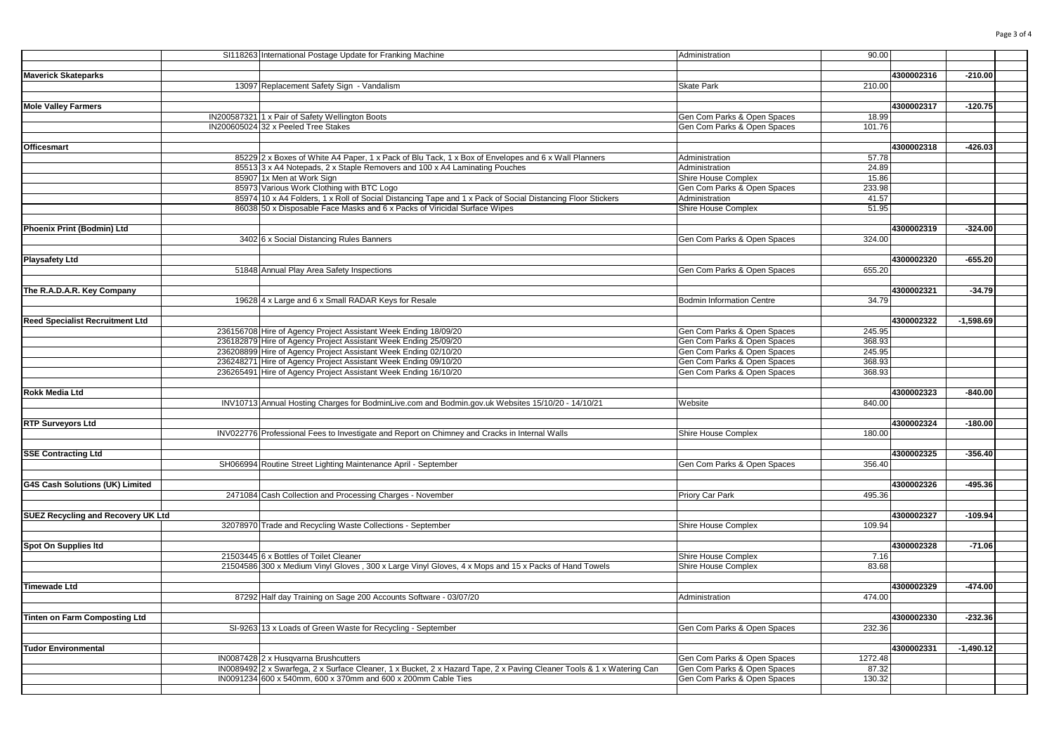| | | | | | | |
|---|---|---|---|---|---|---|
| | SI118263 | International Postage Update for Franking Machine | Administration | 90.00 | | |
| **Maverick Skateparks** | | | | | 4300002316 | -210.00 |
| | 13097 | Replacement Safety Sign - Vandalism | Skate Park | 210.00 | | |
| **Mole Valley Farmers** | | | | | 4300002317 | -120.75 |
| | IN200587321 | 1 x Pair of Safety Wellington Boots | Gen Com Parks & Open Spaces | 18.99 | | |
| | IN200605024 | 32 x Peeled Tree Stakes | Gen Com Parks & Open Spaces | 101.76 | | |
| **Officesmart** | | | | | 4300002318 | -426.03 |
| | 85229 | 2 x Boxes of White A4 Paper, 1 x Pack of Blu Tack, 1 x Box of Envelopes and 6 x Wall Planners | Administration | 57.78 | | |
| | 85513 | 3 x A4 Notepads, 2 x Staple Removers and 100 x A4 Laminating Pouches | Administration | 24.89 | | |
| | 85907 | 1x Men at Work Sign | Shire House Complex | 15.86 | | |
| | 85973 | Various Work Clothing with BTC Logo | Gen Com Parks & Open Spaces | 233.98 | | |
| | 85974 | 10 x A4 Folders, 1 x Roll of Social Distancing Tape and 1 x Pack of Social Distancing Floor Stickers | Administration | 41.57 | | |
| | 86038 | 50 x Disposable Face Masks and 6 x Packs of Viricidal Surface Wipes | Shire House Complex | 51.95 | | |
| **Phoenix Print (Bodmin) Ltd** | | | | | 4300002319 | -324.00 |
| | 3402 | 6 x Social Distancing Rules Banners | Gen Com Parks & Open Spaces | 324.00 | | |
| **Playsafety Ltd** | | | | | 4300002320 | -655.20 |
| | 51848 | Annual Play Area Safety Inspections | Gen Com Parks & Open Spaces | 655.20 | | |
| **The R.A.D.A.R. Key Company** | | | | | 4300002321 | -34.79 |
| | 19628 | 4 x Large and 6 x Small RADAR Keys for Resale | Bodmin Information Centre | 34.79 | | |
| **Reed Specialist Recruitment Ltd** | | | | | 4300002322 | -1,598.69 |
| | 236156708 | Hire of Agency Project Assistant Week Ending 18/09/20 | Gen Com Parks & Open Spaces | 245.95 | | |
| | 236182879 | Hire of Agency Project Assistant Week Ending 25/09/20 | Gen Com Parks & Open Spaces | 368.93 | | |
| | 236208899 | Hire of Agency Project Assistant Week Ending 02/10/20 | Gen Com Parks & Open Spaces | 245.95 | | |
| | 236248271 | Hire of Agency Project Assistant Week Ending 09/10/20 | Gen Com Parks & Open Spaces | 368.93 | | |
| | 236265491 | Hire of Agency Project Assistant Week Ending 16/10/20 | Gen Com Parks & Open Spaces | 368.93 | | |
| **Rokk Media Ltd** | | | | | 4300002323 | -840.00 |
| | INV10713 | Annual Hosting Charges for BodminLive.com and Bodmin.gov.uk Websites 15/10/20 - 14/10/21 | Website | 840.00 | | |
| **RTP Surveyors Ltd** | | | | | 4300002324 | -180.00 |
| | INV022776 | Professional Fees to Investigate and Report on Chimney and Cracks in Internal Walls | Shire House Complex | 180.00 | | |
| **SSE Contracting Ltd** | | | | | 4300002325 | -356.40 |
| | SH066994 | Routine Street Lighting Maintenance April - September | Gen Com Parks & Open Spaces | 356.40 | | |
| **G4S Cash Solutions (UK) Limited** | | | | | 4300002326 | -495.36 |
| | 2471084 | Cash Collection and Processing Charges - November | Priory Car Park | 495.36 | | |
| **SUEZ Recycling and Recovery UK Ltd** | | | | | 4300002327 | -109.94 |
| | 32078970 | Trade and Recycling Waste Collections - September | Shire House Complex | 109.94 | | |
| **Spot On Supplies ltd** | | | | | 4300002328 | -71.06 |
| | 21503445 | 6 x Bottles of Toilet Cleaner | Shire House Complex | 7.16 | | |
| | 21504586 | 300 x Medium Vinyl Gloves , 300 x Large Vinyl Gloves, 4 x Mops and 15 x Packs of Hand Towels | Shire House Complex | 83.68 | | |
| **Timewade Ltd** | | | | | 4300002329 | -474.00 |
| | 87292 | Half day Training on Sage 200 Accounts Software - 03/07/20 | Administration | 474.00 | | |
| **Tinten on Farm Composting Ltd** | | | | | 4300002330 | -232.36 |
| | SI-9263 | 13 x Loads of Green Waste for Recycling - September | Gen Com Parks & Open Spaces | 232.36 | | |
| **Tudor Environmental** | | | | | 4300002331 | -1,490.12 |
| | IN0087428 | 2 x Husqvarna Brushcutters | Gen Com Parks & Open Spaces | 1272.48 | | |
| | IN0089492 | 2 x Swarfega, 2 x Surface Cleaner, 1 x Bucket, 2 x Hazard Tape, 2 x Paving Cleaner Tools & 1 x Watering Can | Gen Com Parks & Open Spaces | 87.32 | | |
| | IN0091234 | 600 x 540mm, 600 x 370mm and 600 x 200mm Cable Ties | Gen Com Parks & Open Spaces | 130.32 | | |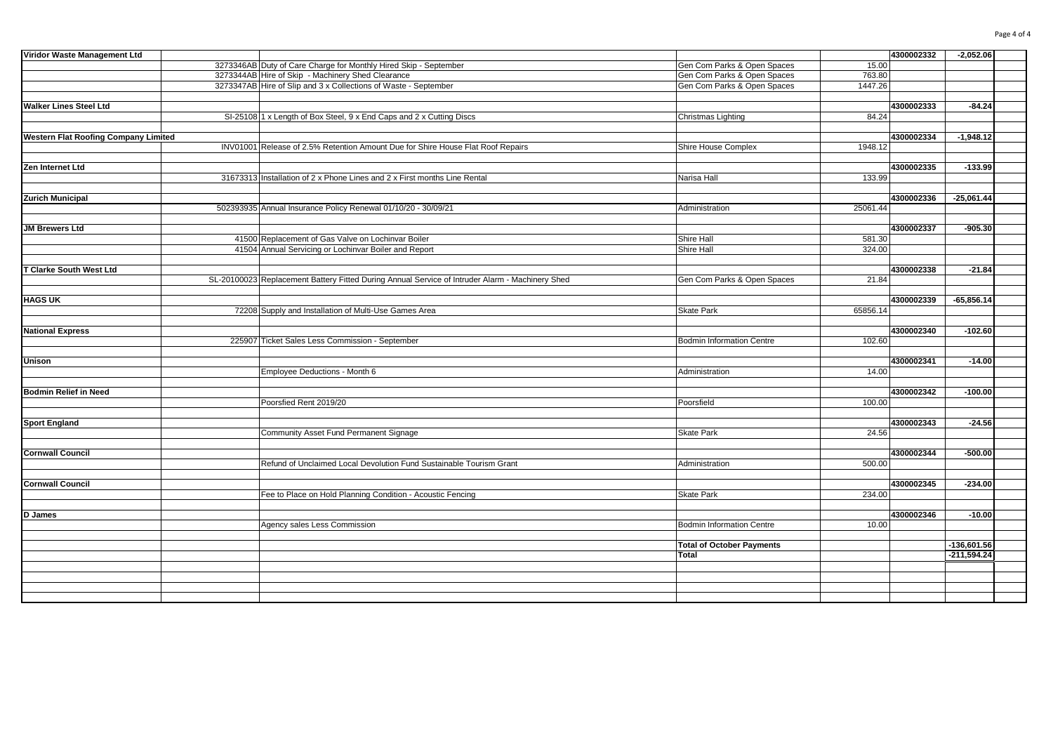| | | | | | | | |
|---|---|---|---|---|---|---|---|
| **Viridor Waste Management Ltd** | | | | | 4300002332 | -2,052.06 | |
| | 3273346AB | Duty of Care Charge for Monthly Hired Skip - September | Gen Com Parks & Open Spaces | 15.00 | | | |
| | 3273344AB | Hire of Skip - Machinery Shed Clearance | Gen Com Parks & Open Spaces | 763.80 | | | |
| | 3273347AB | Hire of Slip and 3 x Collections of Waste - September | Gen Com Parks & Open Spaces | 1447.26 | | | |
| | | | | | | | |
| **Walker Lines Steel Ltd** | | | | | 4300002333 | -84.24 | |
| | SI-25108 | 1 x Length of Box Steel, 9 x End Caps and 2 x Cutting Discs | Christmas Lighting | 84.24 | | | |
| | | | | | | | |
| **Western Flat Roofing Company Limited** | | | | | 4300002334 | -1,948.12 | |
| | INV01001 | Release of 2.5% Retention Amount Due for Shire House Flat Roof Repairs | Shire House Complex | 1948.12 | | | |
| | | | | | | | |
| **Zen Internet Ltd** | | | | | 4300002335 | -133.99 | |
| | 31673313 | Installation of 2 x Phone Lines and 2 x First months Line Rental | Narisa Hall | 133.99 | | | |
| | | | | | | | |
| **Zurich Municipal** | | | | | 4300002336 | -25,061.44 | |
| | 502393935 | Annual Insurance Policy Renewal 01/10/20 - 30/09/21 | Administration | 25061.44 | | | |
| | | | | | | | |
| **JM Brewers Ltd** | | | | | 4300002337 | -905.30 | |
| | 41500 | Replacement of Gas Valve on Lochinvar Boiler | Shire Hall | 581.30 | | | |
| | 41504 | Annual Servicing or Lochinvar Boiler and Report | Shire Hall | 324.00 | | | |
| | | | | | | | |
| **T Clarke South West Ltd** | | | | | 4300002338 | -21.84 | |
| | SL-20100023 | Replacement Battery Fitted During Annual Service of Intruder Alarm - Machinery Shed | Gen Com Parks & Open Spaces | 21.84 | | | |
| | | | | | | | |
| **HAGS UK** | | | | | 4300002339 | -65,856.14 | |
| | 72208 | Supply and Installation of Multi-Use Games Area | Skate Park | 65856.14 | | | |
| | | | | | | | |
| **National Express** | | | | | 4300002340 | -102.60 | |
| | 225907 | Ticket Sales Less Commission - September | Bodmin Information Centre | 102.60 | | | |
| | | | | | | | |
| **Unison** | | | | | 4300002341 | -14.00 | |
| | | Employee Deductions - Month 6 | Administration | 14.00 | | | |
| | | | | | | | |
| **Bodmin Relief in Need** | | | | | 4300002342 | -100.00 | |
| | | Poorsfied Rent 2019/20 | Poorsfield | 100.00 | | | |
| | | | | | | | |
| **Sport England** | | | | | 4300002343 | -24.56 | |
| | | Community Asset Fund Permanent Signage | Skate Park | 24.56 | | | |
| | | | | | | | |
| **Cornwall Council** | | | | | 4300002344 | -500.00 | |
| | | Refund of Unclaimed Local Devolution Fund Sustainable Tourism Grant | Administration | 500.00 | | | |
| | | | | | | | |
| **Cornwall Council** | | | | | 4300002345 | -234.00 | |
| | | Fee to Place on Hold Planning Condition - Acoustic Fencing | Skate Park | 234.00 | | | |
| | | | | | | | |
| **D James** | | | | | 4300002346 | -10.00 | |
| | | Agency sales Less Commission | Bodmin Information Centre | 10.00 | | | |
| | | | | | | | |
| | | | **Total of October Payments** | | | -136,601.56 | |
| | | | **Total** | | | -211,594.24 | |